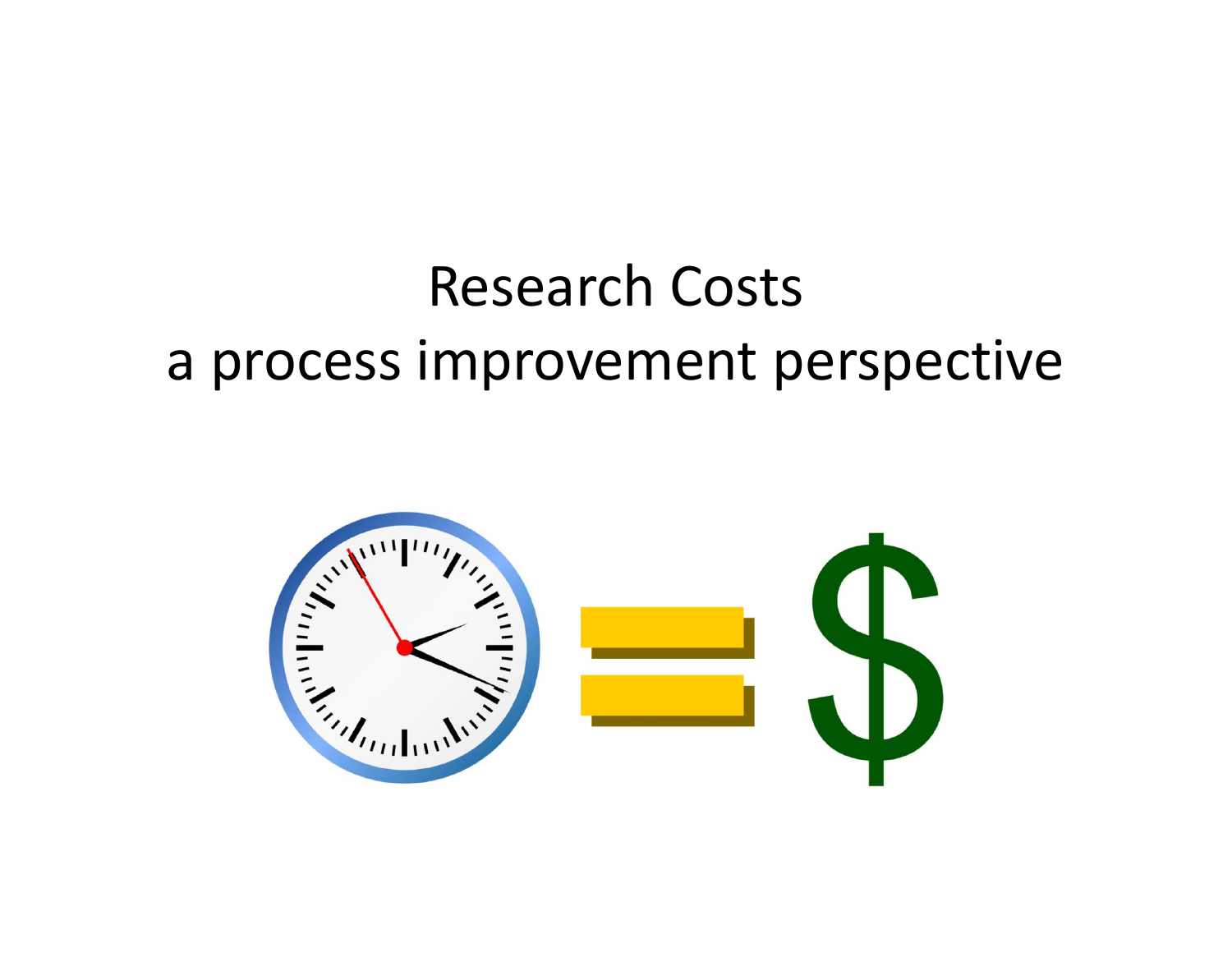# Research Costs
## a process improvement perspective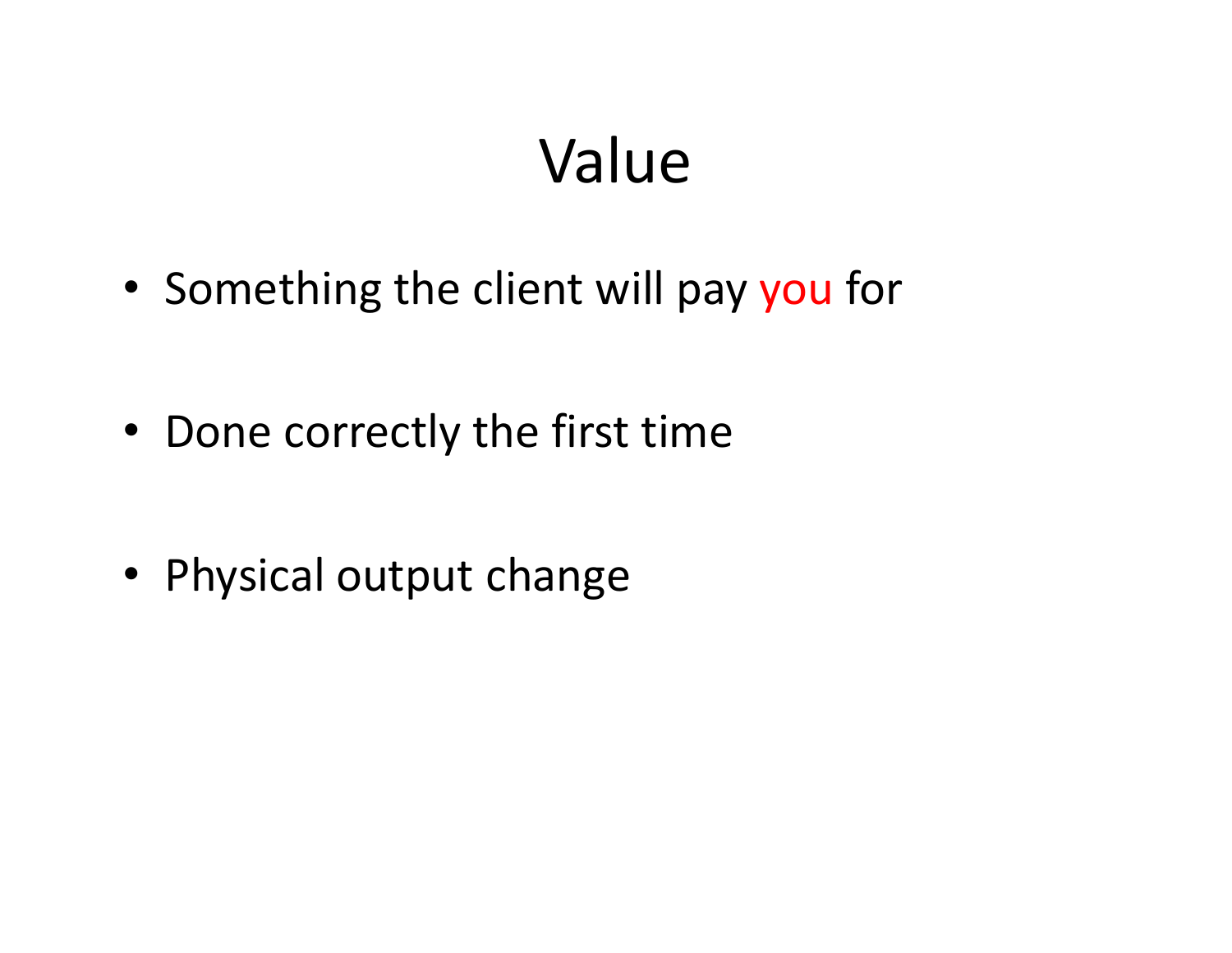# Value

- Something the client will pay you for
- Done correctly the first time
- Physical output change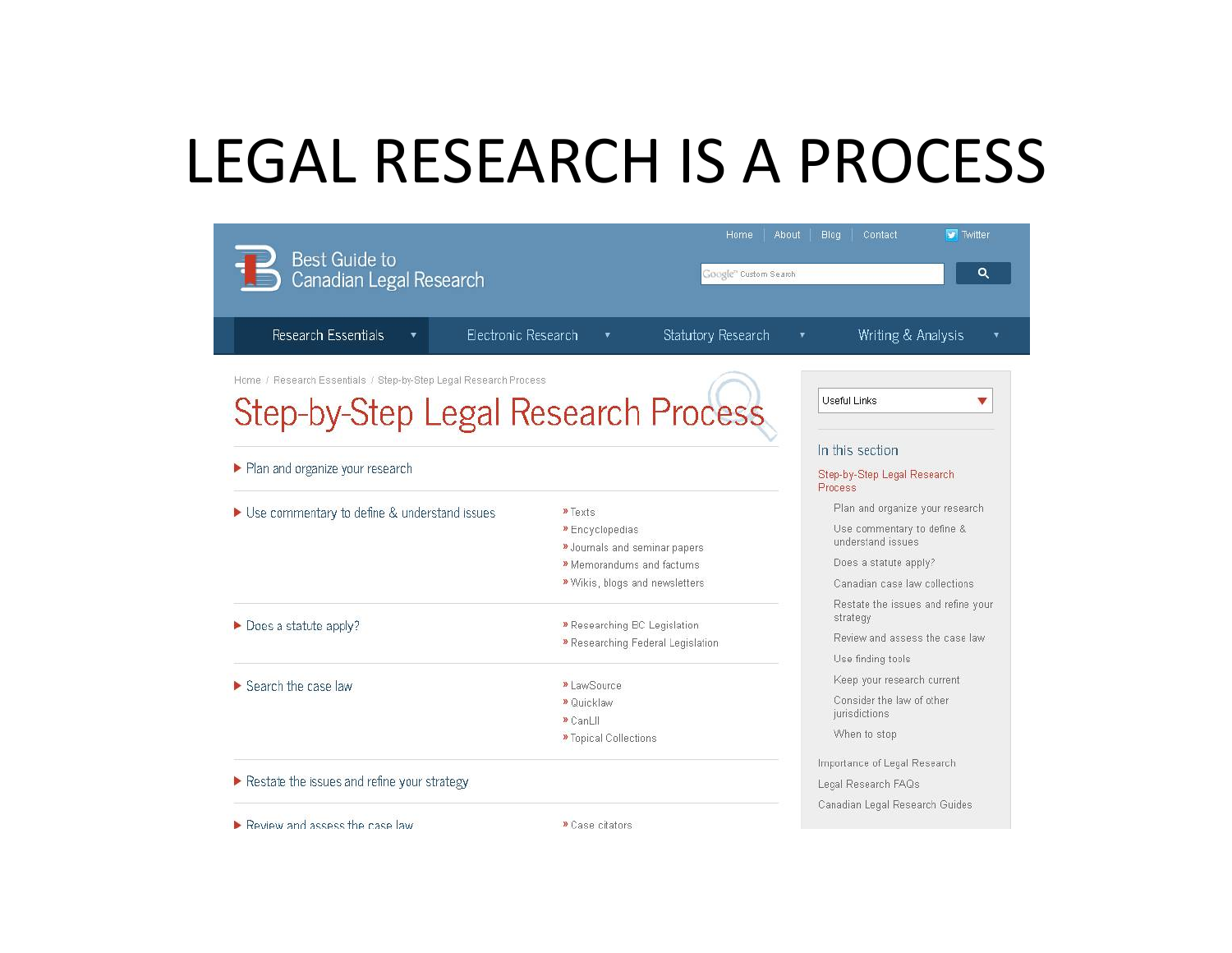# LEGAL RESEARCH IS A PROCESS

Home | About | Blog | Contact | Twitter

Best Guide to Canadian Legal Research

Google Custom Search

Research Essentials | Electronic Research | Statutory Research | Writing & Analysis

Home / Research Essentials / Step-by-Step Legal Research Process

## Step-by-Step Legal Research Process

- Plan and organize your research
- Use commentary to define & understand issues
  - » Texts
  - » Encyclopedias
  - » Journals and seminar papers
  - » Memorandums and factums
  - » Wikis, blogs and newsletters
- Does a statute apply?
  - » Researching BC Legislation
  - » Researching Federal Legislation
- Search the case law
  - » LawSource
  - » Quicklaw
  - » CanLII
  - » Topical Collections
- Restate the issues and refine your strategy
- Review and assess the case law
  - » Case citators

Useful Links

In this section

- Step-by-Step Legal Research Process
  - Plan and organize your research
  - Use commentary to define & understand issues
  - Does a statute apply?
  - Canadian case law collections
  - Restate the issues and refine your strategy
  - Review and assess the case law
  - Use finding tools
  - Keep your research current
  - Consider the law of other jurisdictions
  - When to stop
- Importance of Legal Research
- Legal Research FAQs
- Canadian Legal Research Guides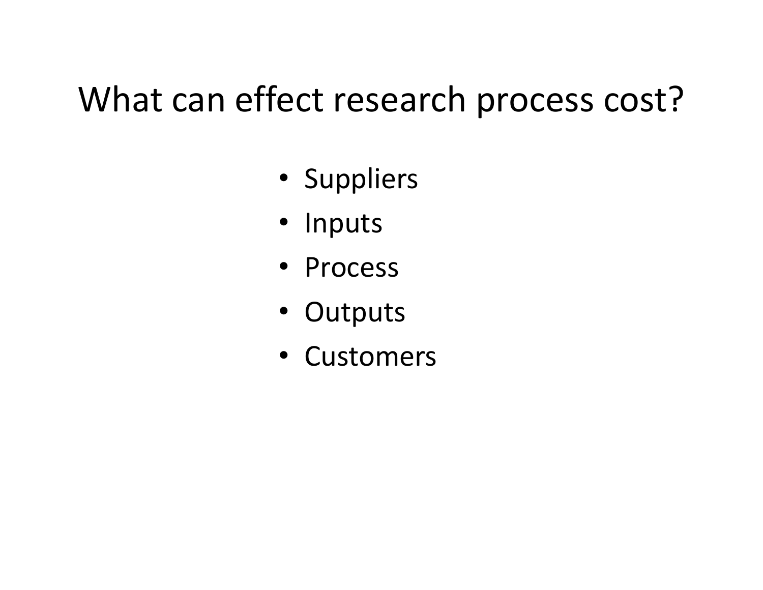# What can effect research process cost?

- Suppliers
- Inputs
- Process
- Outputs
- Customers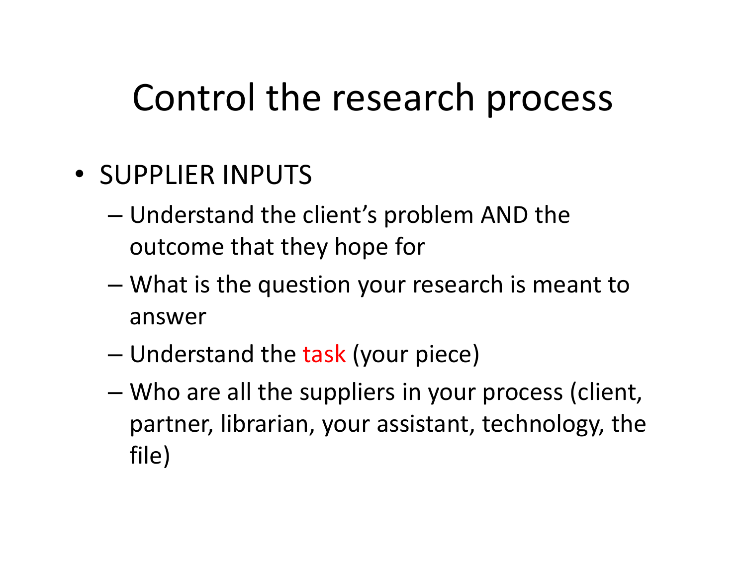# Control the research process

- SUPPLIER INPUTS
  - Understand the client's problem AND the outcome that they hope for
  - What is the question your research is meant to answer
  - Understand the task (your piece)
  - Who are all the suppliers in your process (client, partner, librarian, your assistant, technology, the file)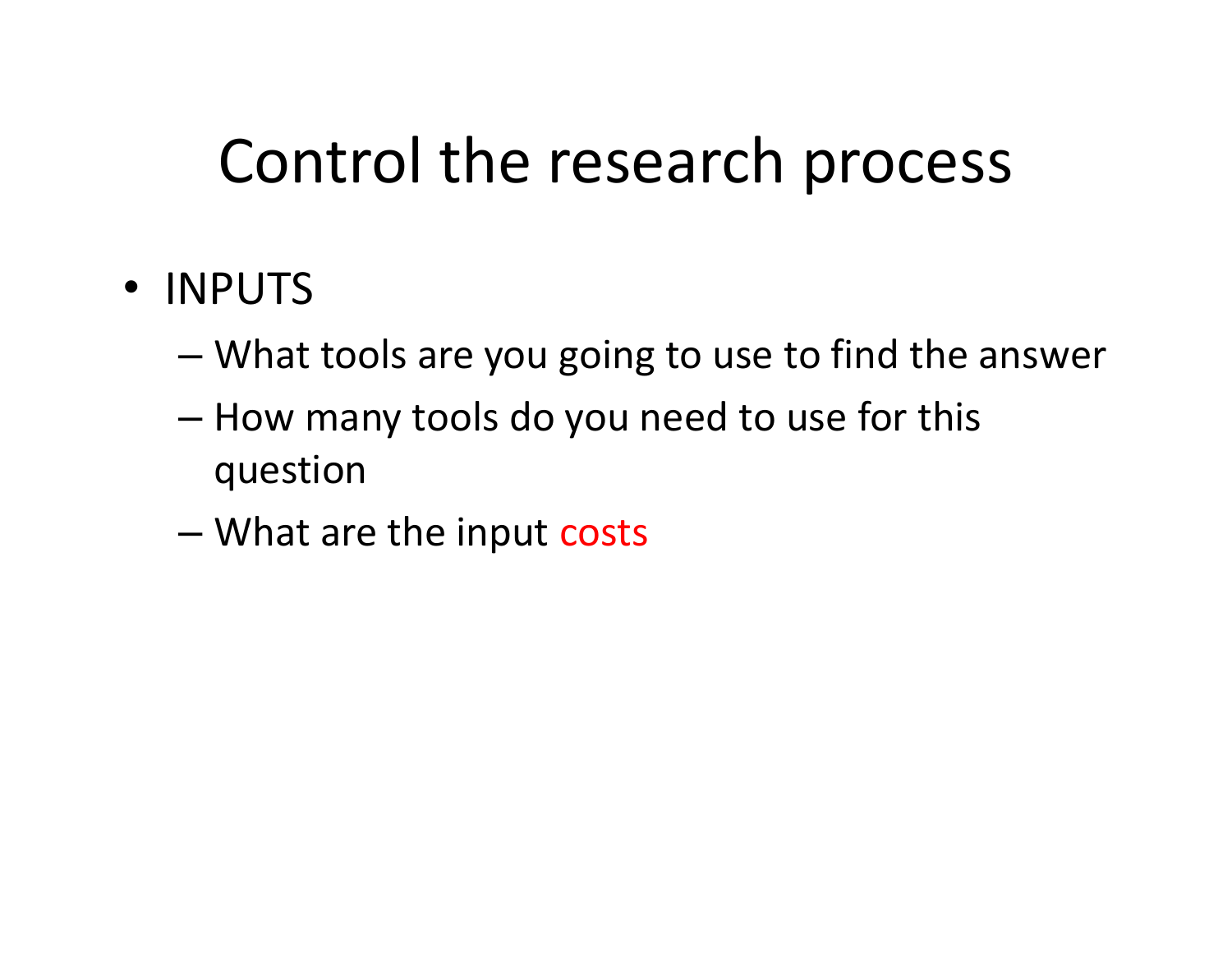# Control the research process

- INPUTS
  - What tools are you going to use to find the answer
  - How many tools do you need to use for this question
  - What are the input costs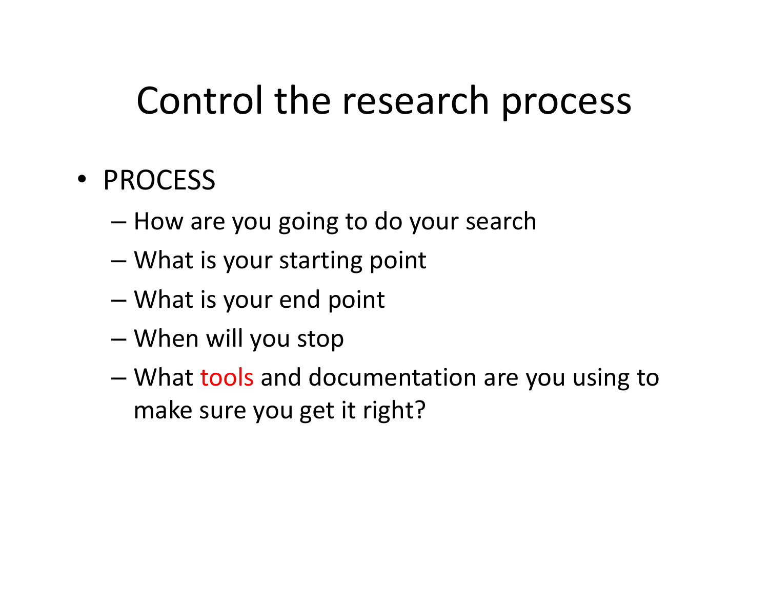# Control the research process

- PROCESS
  - How are you going to do your search
  - What is your starting point
  - What is your end point
  - When will you stop
  - What tools and documentation are you using to make sure you get it right?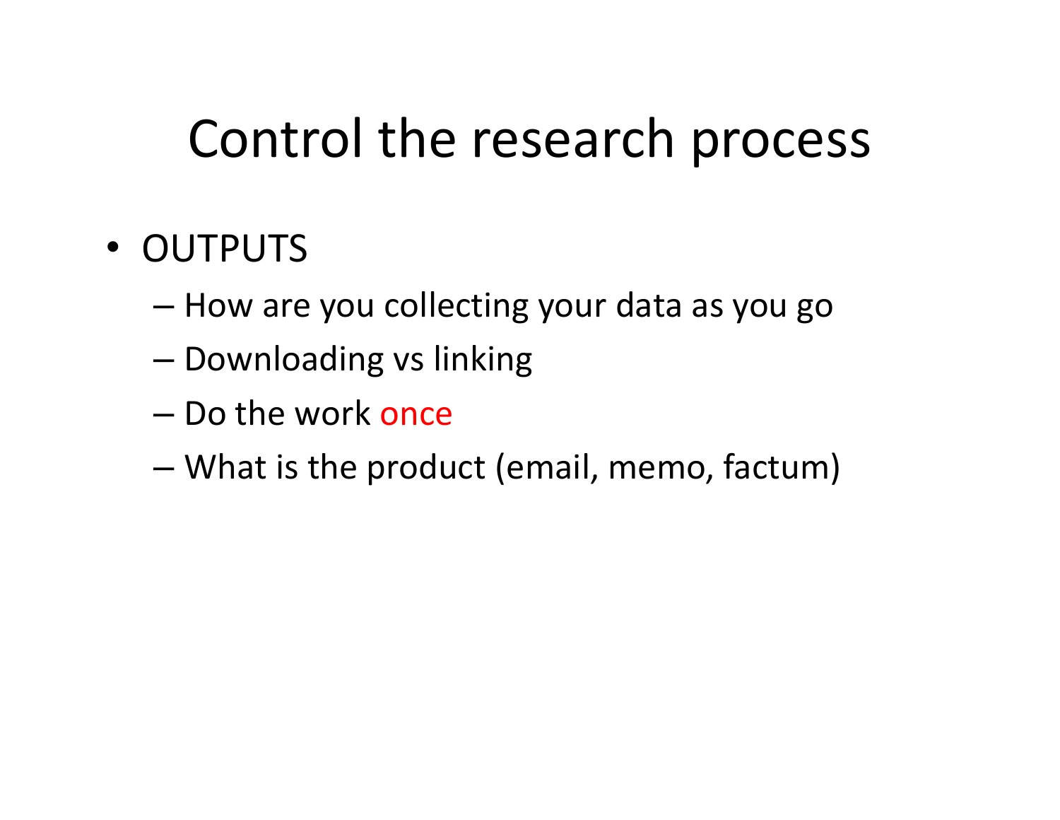# Control the research process

- OUTPUTS
  - How are you collecting your data as you go
  - Downloading vs linking
  - Do the work once
  - What is the product (email, memo, factum)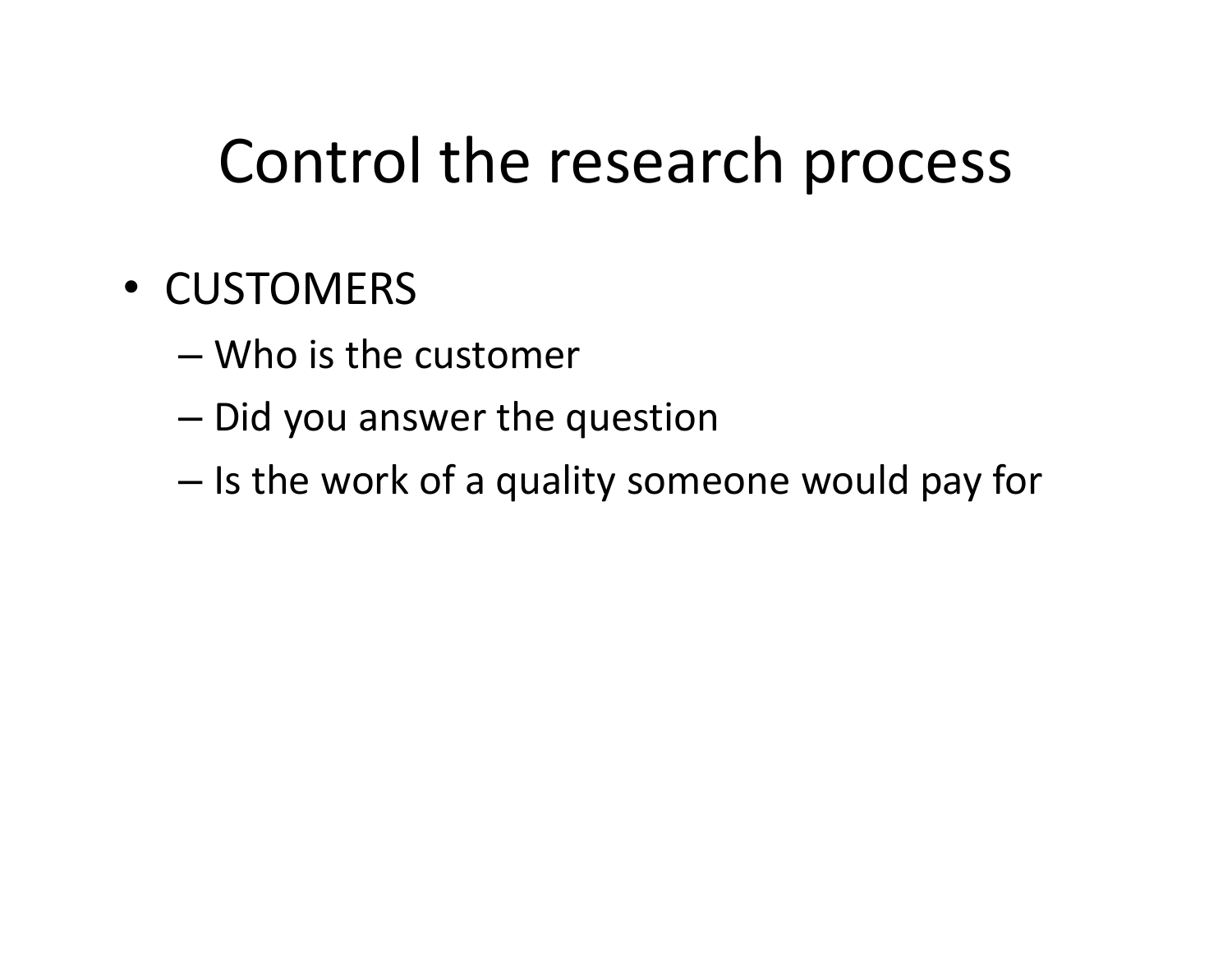# Control the research process

- CUSTOMERS
  - Who is the customer
  - Did you answer the question
  - Is the work of a quality someone would pay for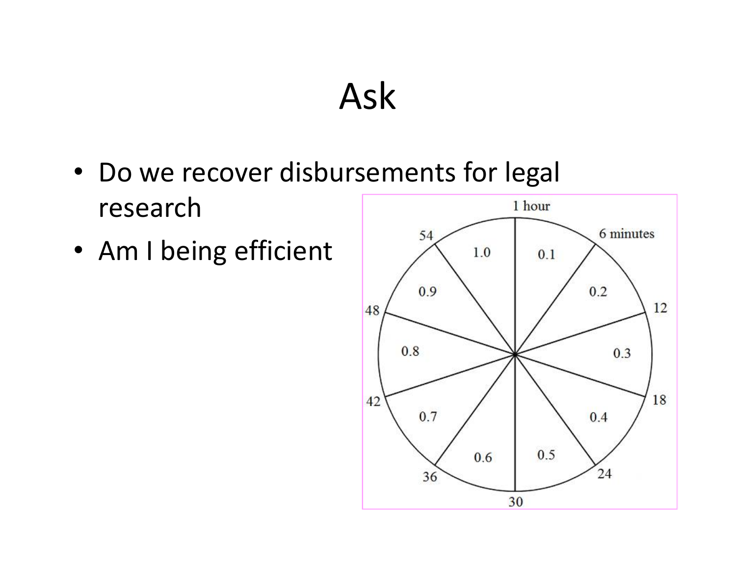# Ask

- Do we recover disbursements for legal research
- Am I being efficient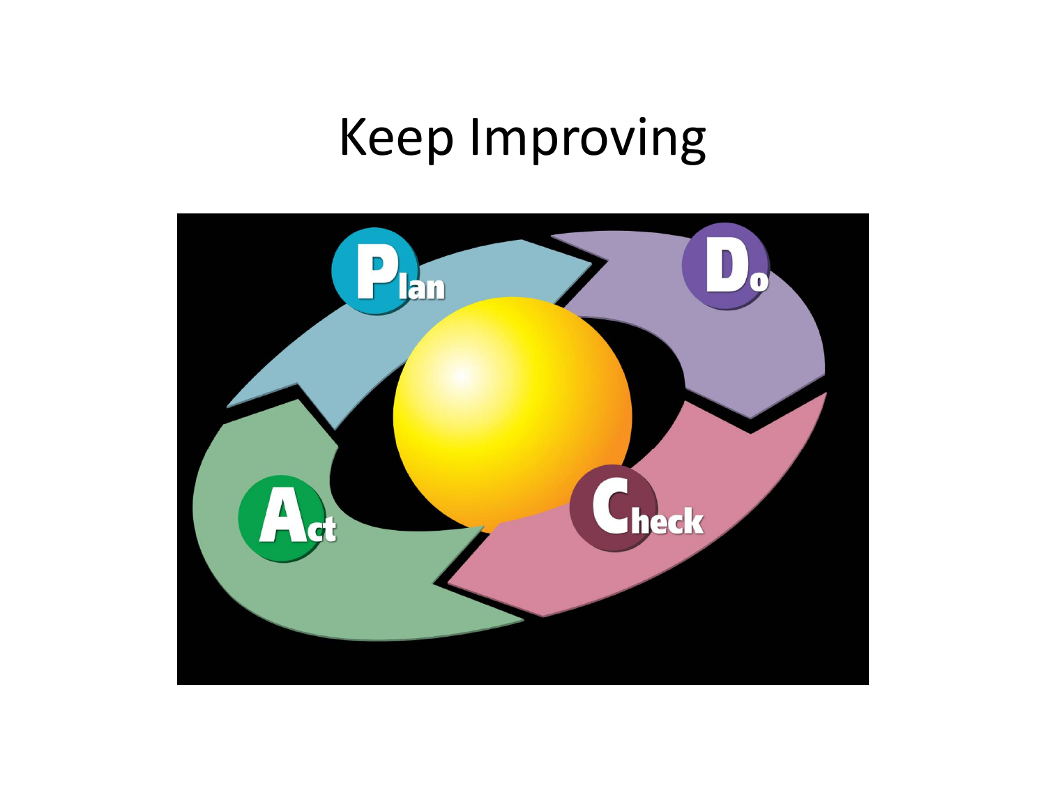# Keep Improving

Plan

Do

Check

Act